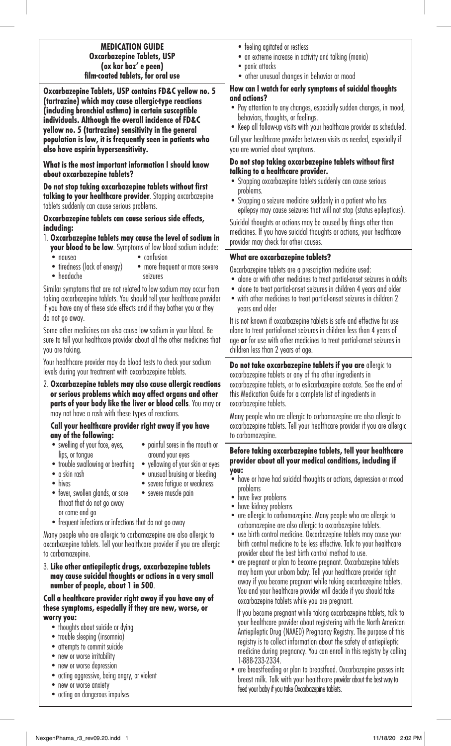# MEDICATION GUIDE
## Oxcarbazepine Tablets, USP
**(ox kar baz' e peen)**
**film-coated tablets, for oral use**

**Oxcarbazepine Tablets, USP contains FD&C yellow no. 5 (tartrazine) which may cause allergic-type reactions (including bronchial asthma) in certain susceptible individuals. Although the overall incidence of FD&C yellow no. 5 (tartrazine) sensitivity in the general population is low, it is frequently seen in patients who also have aspirin hypersensitivity.**

### What is the most important information I should know about oxcarbazepine tablets?

**Do not stop taking oxcarbazepine tablets without first talking to your healthcare provider**. Stopping oxcarbazepine tablets suddenly can cause serious problems.

**Oxcarbazepine tablets can cause serious side effects, including:**

1. **Oxcarbazepine tablets may cause the level of sodium in your blood to be low**. Symptoms of low blood sodium include:
   - nausea
   - tiredness (lack of energy)
   - headache
   - confusion
   - more frequent or more severe seizures

   Similar symptoms that are not related to low sodium may occur from taking oxcarbazepine tablets. You should tell your healthcare provider if you have any of these side effects and if they bother you or they do not go away.

   Some other medicines can also cause low sodium in your blood. Be sure to tell your healthcare provider about all the other medicines that you are taking.

   Your healthcare provider may do blood tests to check your sodium levels during your treatment with oxcarbazepine tablets.

2. **Oxcarbazepine tablets may also cause allergic reactions or serious problems which may affect organs and other parts of your body like the liver or blood cells**. You may or may not have a rash with these types of reactions.

   **Call your healthcare provider right away if you have any of the following:**
   - swelling of your face, eyes, lips, or tongue
   - trouble swallowing or breathing
   - a skin rash
   - hives
   - fever, swollen glands, or sore throat that do not go away or come and go
   - painful sores in the mouth or around your eyes
   - yellowing of your skin or eyes
   - unusual bruising or bleeding
   - severe fatigue or weakness
   - severe muscle pain
   - frequent infections or infections that do not go away

   Many people who are allergic to carbamazepine are also allergic to oxcarbazepine tablets. Tell your healthcare provider if you are allergic to carbamazepine.

3. **Like other antiepileptic drugs, oxcarbazepine tablets may cause suicidal thoughts or actions in a very small number of people, about 1 in 500**.

**Call a healthcare provider right away if you have any of these symptoms, especially if they are new, worse, or worry you:**

- thoughts about suicide or dying
- trouble sleeping (insomnia)
- attempts to commit suicide
- new or worse irritability
- new or worse depression
- acting aggressive, being angry, or violent
- new or worse anxiety
- acting on dangerous impulses
- feeling agitated or restless
- an extreme increase in activity and talking (mania)
- panic attacks
- other unusual changes in behavior or mood

**How can I watch for early symptoms of suicidal thoughts and actions?**

- Pay attention to any changes, especially sudden changes, in mood, behaviors, thoughts, or feelings.
- Keep all follow-up visits with your healthcare provider as scheduled.

Call your healthcare provider between visits as needed, especially if you are worried about symptoms.

**Do not stop taking oxcarbazepine tablets without first talking to a healthcare provider.**

- Stopping oxcarbazepine tablets suddenly can cause serious problems.
- Stopping a seizure medicine suddenly in a patient who has epilepsy may cause seizures that will not stop (status epilepticus).

Suicidal thoughts or actions may be caused by things other than medicines. If you have suicidal thoughts or actions, your healthcare provider may check for other causes.

### What are oxcarbazepine tablets?

Oxcarbazepine tablets are a prescription medicine used:

- alone or with other medicines to treat partial-onset seizures in adults
- alone to treat partial-onset seizures in children 4 years and older
- with other medicines to treat partial-onset seizures in children 2 years and older

It is not known if oxcarbazepine tablets is safe and effective for use alone to treat partial-onset seizures in children less than 4 years of age **or** for use with other medicines to treat partial-onset seizures in children less than 2 years of age.

**Do not take oxcarbazepine tablets if you are** allergic to oxcarbazepine tablets or any of the other ingredients in oxcarbazepine tablets, or to eslicarbazepine acetate. See the end of this Medication Guide for a complete list of ingredients in oxcarbazepine tablets.

Many people who are allergic to carbamazepine are also allergic to oxcarbazepine tablets. Tell your healthcare provider if you are allergic to carbamazepine.

### Before taking oxcarbazepine tablets, tell your healthcare provider about all your medical conditions, including if you:

- have or have had suicidal thoughts or actions, depression or mood problems
- have liver problems
- have kidney problems
- are allergic to carbamazepine. Many people who are allergic to carbamazepine are also allergic to oxcarbazepine tablets.
- use birth control medicine. Oxcarbazepine tablets may cause your birth control medicine to be less effective. Talk to your healthcare provider about the best birth control method to use.
- are pregnant or plan to become pregnant. Oxcarbazepine tablets may harm your unborn baby. Tell your healthcare provider right away if you become pregnant while taking oxcarbazepine tablets. You and your healthcare provider will decide if you should take oxcarbazepine tablets while you are pregnant.

  If you become pregnant while taking oxcarbazepine tablets, talk to your healthcare provider about registering with the North American Antiepileptic Drug (NAAED) Pregnancy Registry. The purpose of this registry is to collect information about the safety of antiepileptic medicine during pregnancy. You can enroll in this registry by calling 1-888-233-2334.
- are breastfeeding or plan to breastfeed. Oxcarbazepine passes into breast milk. Talk with your healthcare provider about the best way to feed your baby if you take Oxcarbazepine tablets.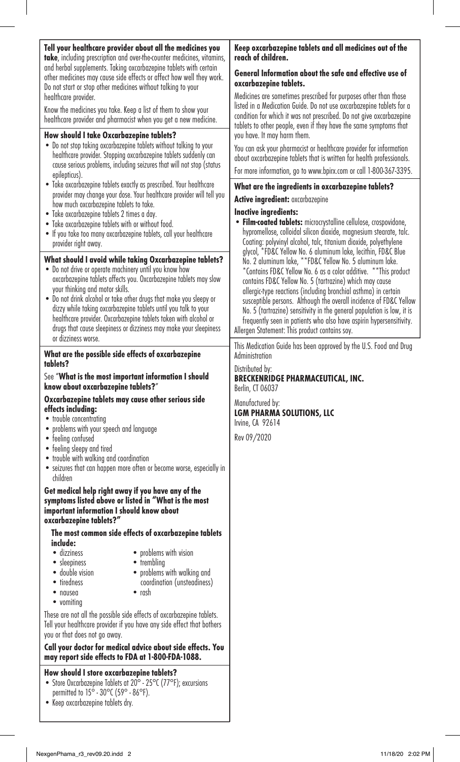**Tell your healthcare provider about all the medicines you take**, including prescription and over-the-counter medicines, vitamins, and herbal supplements. Taking oxcarbazepine tablets with certain other medicines may cause side effects or affect how well they work. Do not start or stop other medicines without talking to your healthcare provider.

Know the medicines you take. Keep a list of them to show your healthcare provider and pharmacist when you get a new medicine.

## How should I take Oxcarbazepine tablets?

- Do not stop taking oxcarbazepine tablets without talking to your healthcare provider. Stopping oxcarbazepine tablets suddenly can cause serious problems, including seizures that will not stop (status epilepticus).
- Take oxcarbazepine tablets exactly as prescribed. Your healthcare provider may change your dose. Your healthcare provider will tell you how much oxcarbazepine tablets to take.
- Take oxcarbazepine tablets 2 times a day.
- Take oxcarbazepine tablets with or without food.
- If you take too many oxcarbazepine tablets, call your healthcare provider right away.

## What should I avoid while taking Oxcarbazepine tablets?

- Do not drive or operate machinery until you know how oxcarbazepine tablets affects you. Oxcarbazepine tablets may slow your thinking and motor skills.
- Do not drink alcohol or take other drugs that make you sleepy or dizzy while taking oxcarbazepine tablets until you talk to your healthcare provider. Oxcarbazepine tablets taken with alcohol or drugs that cause sleepiness or dizziness may make your sleepiness or dizziness worse.

## What are the possible side effects of oxcarbazepine tablets?

See "**What is the most important information I should know about oxcarbazepine tablets?**"

**Oxcarbazepine tablets may cause other serious side effects including:**

- trouble concentrating
- problems with your speech and language
- feeling confused
- feeling sleepy and tired
- trouble with walking and coordination
- seizures that can happen more often or become worse, especially in children

**Get medical help right away if you have any of the symptoms listed above or listed in "What is the most important information I should know about oxcarbazepine tablets?"**

**The most common side effects of oxcarbazepine tablets include:**

- dizziness
- sleepiness
- double vision
- tiredness
- nausea
- vomiting
- problems with vision
- trembling
- problems with walking and coordination (unsteadiness)
- rash

These are not all the possible side effects of oxcarbazepine tablets. Tell your healthcare provider if you have any side effect that bothers you or that does not go away.

**Call your doctor for medical advice about side effects. You may report side effects to FDA at 1-800-FDA-1088.**

## How should I store oxcarbazepine tablets?

- Store Oxcarbazepine Tablets at 20° - 25°C (77°F); excursions permitted to 15° - 30°C (59° - 86°F).
- Keep oxcarbazepine tablets dry.

**Keep oxcarbazepine tablets and all medicines out of the reach of children.**

## General Information about the safe and effective use of oxcarbazepine tablets.

Medicines are sometimes prescribed for purposes other than those listed in a Medication Guide. Do not use oxcarbazepine tablets for a condition for which it was not prescribed. Do not give oxcarbazepine tablets to other people, even if they have the same symptoms that you have. It may harm them.

You can ask your pharmacist or healthcare provider for information about oxcarbazepine tablets that is written for health professionals.

For more information, go to www.bpirx.com or call 1-800-367-3395.

## What are the ingredients in oxcarbazepine tablets?

**Active ingredient:** oxcarbazepine

**Inactive ingredients:**

- **Film-coated tablets:** microcrystalline cellulose, crospovidone, hypromellose, colloidal silicon dioxide, magnesium stearate, talc. Coating: polyvinyl alcohol, talc, titanium dioxide, polyethylene glycol, *FD&C Yellow No. 6 aluminum lake, lecithin, FD&C Blue No. 2 aluminum lake, **FD&C Yellow No. 5 aluminum lake. *Contains FD&C Yellow No. 6 as a color additive. **This product contains FD&C Yellow No. 5 (tartrazine) which may cause allergic-type reactions (including bronchial asthma) in certain susceptible persons. Although the overall incidence of FD&C Yellow No. 5 (tartrazine) sensitivity in the general population is low, it is frequently seen in patients who also have aspirin hypersensitivity.

Allergen Statement: This product contains soy.

This Medication Guide has been approved by the U.S. Food and Drug Administration

Distributed by:
**BRECKENRIDGE PHARMACEUTICAL, INC.**
Berlin, CT 06037

Manufactured by:
**LGM PHARMA SOLUTIONS, LLC**
Irvine, CA 92614

Rev 09/2020